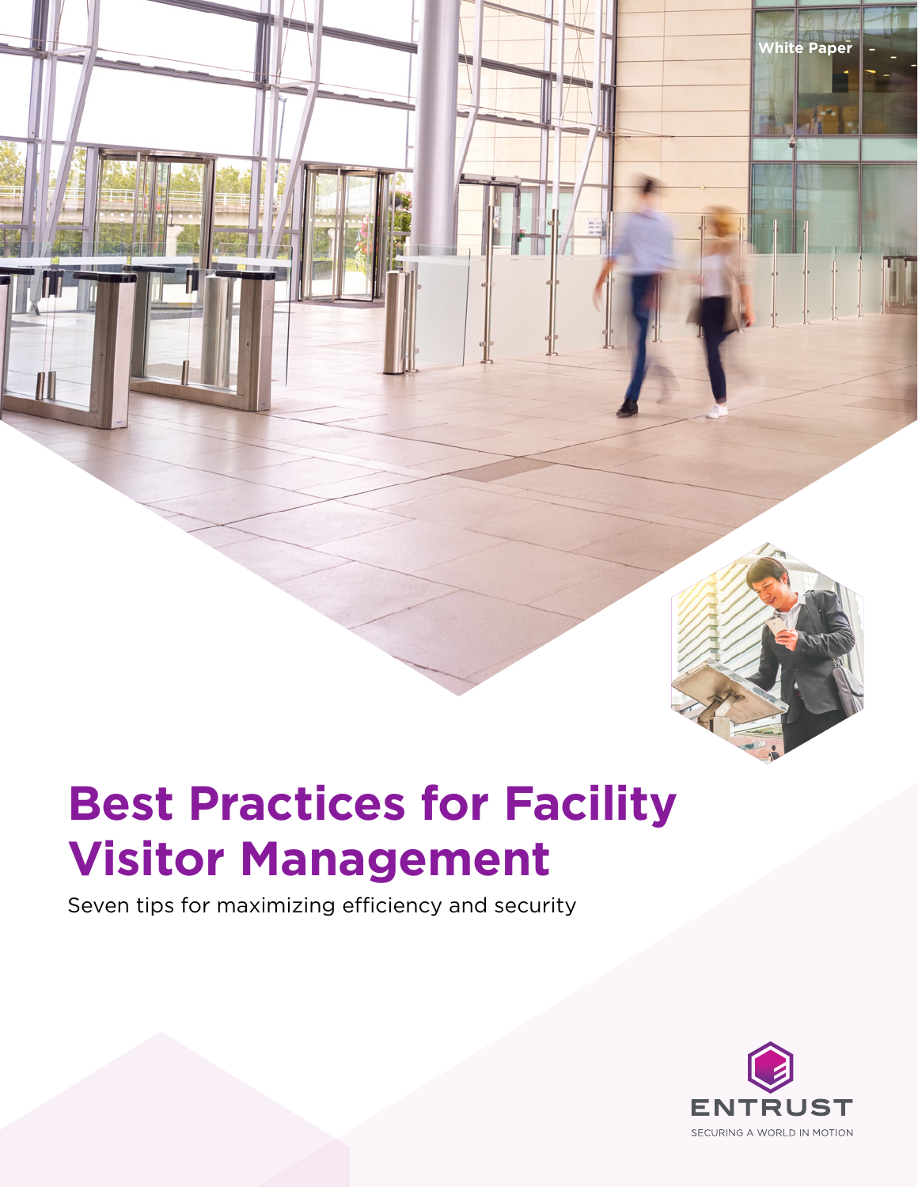White Paper

# Best Practices for Facility Visitor Management

Seven tips for maximizing efficiency and security

ENTRUST

SECURING A WORLD IN MOTION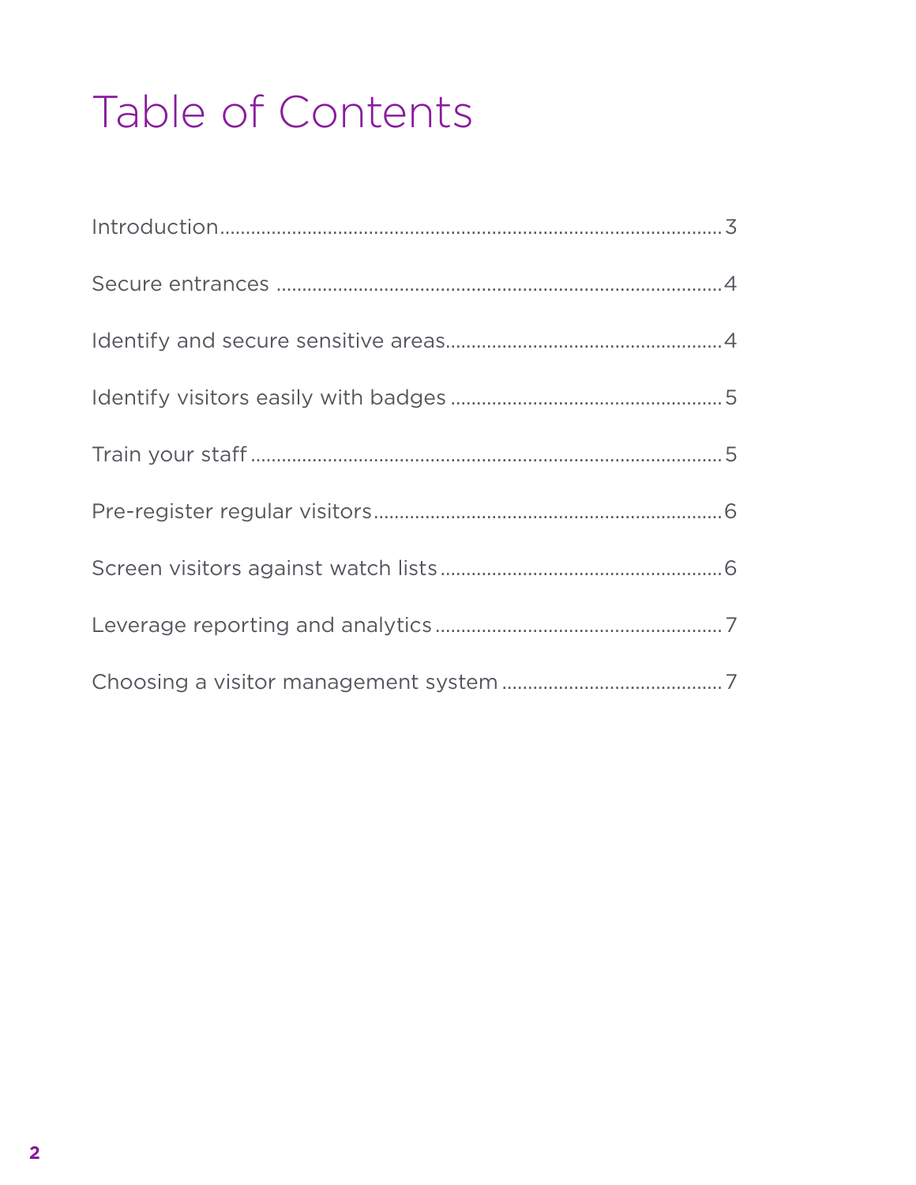# Table of Contents

| | |
|---|---|
| Introduction | 3 |
| Secure entrances | 4 |
| Identify and secure sensitive areas | 4 |
| Identify visitors easily with badges | 5 |
| Train your staff | 5 |
| Pre-register regular visitors | 6 |
| Screen visitors against watch lists | 6 |
| Leverage reporting and analytics | 7 |
| Choosing a visitor management system | 7 |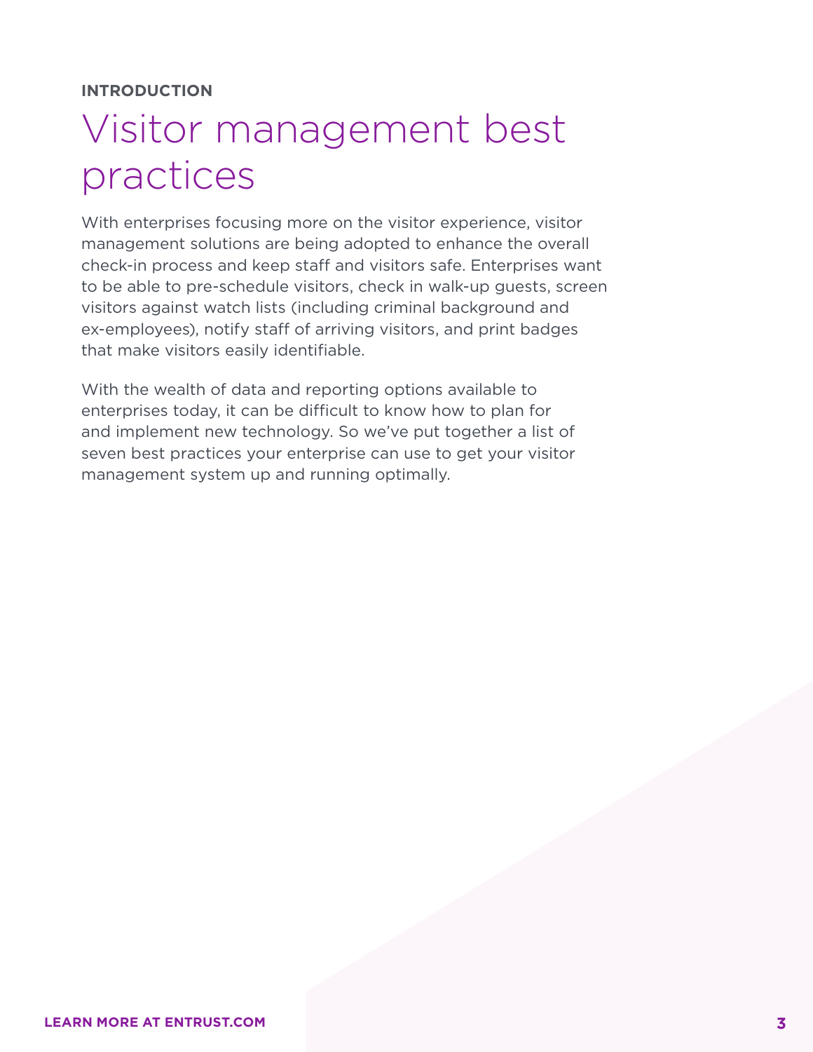**INTRODUCTION**

# Visitor management best practices

With enterprises focusing more on the visitor experience, visitor management solutions are being adopted to enhance the overall check-in process and keep staff and visitors safe. Enterprises want to be able to pre-schedule visitors, check in walk-up guests, screen visitors against watch lists (including criminal background and ex-employees), notify staff of arriving visitors, and print badges that make visitors easily identifiable.

With the wealth of data and reporting options available to enterprises today, it can be difficult to know how to plan for and implement new technology. So we've put together a list of seven best practices your enterprise can use to get your visitor management system up and running optimally.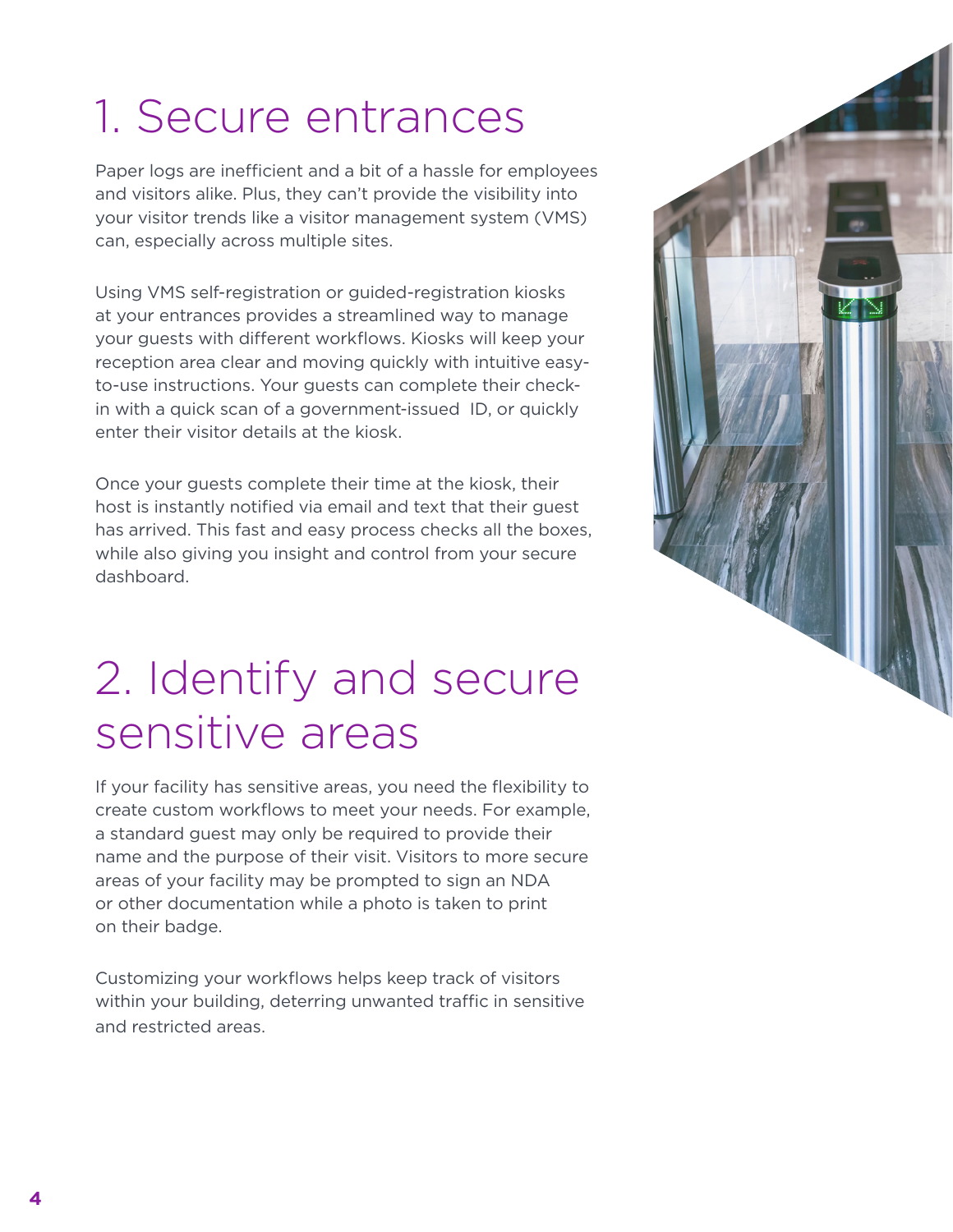# 1. Secure entrances

Paper logs are inefficient and a bit of a hassle for employees and visitors alike. Plus, they can't provide the visibility into your visitor trends like a visitor management system (VMS) can, especially across multiple sites.

Using VMS self-registration or guided-registration kiosks at your entrances provides a streamlined way to manage your guests with different workflows. Kiosks will keep your reception area clear and moving quickly with intuitive easy-to-use instructions. Your guests can complete their check-in with a quick scan of a government-issued ID, or quickly enter their visitor details at the kiosk.

Once your guests complete their time at the kiosk, their host is instantly notified via email and text that their guest has arrived. This fast and easy process checks all the boxes, while also giving you insight and control from your secure dashboard.

# 2. Identify and secure sensitive areas

If your facility has sensitive areas, you need the flexibility to create custom workflows to meet your needs. For example, a standard guest may only be required to provide their name and the purpose of their visit. Visitors to more secure areas of your facility may be prompted to sign an NDA or other documentation while a photo is taken to print on their badge.

Customizing your workflows helps keep track of visitors within your building, deterring unwanted traffic in sensitive and restricted areas.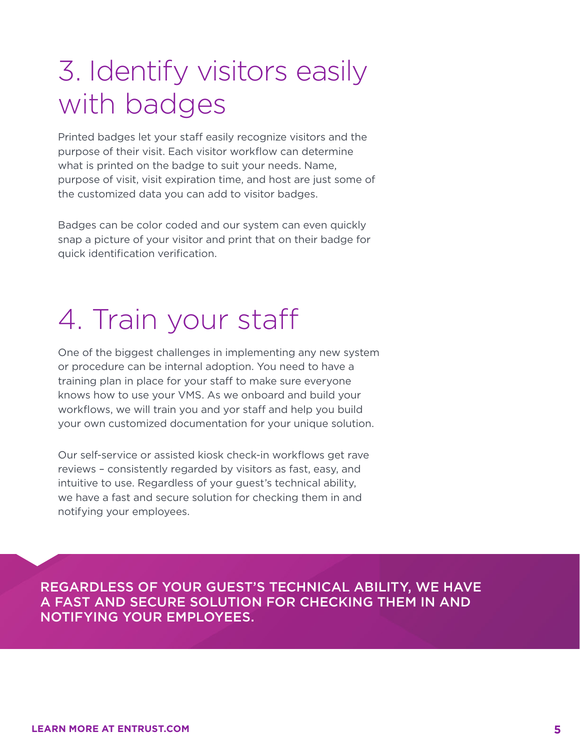# 3. Identify visitors easily with badges

Printed badges let your staff easily recognize visitors and the purpose of their visit. Each visitor workflow can determine what is printed on the badge to suit your needs. Name, purpose of visit, visit expiration time, and host are just some of the customized data you can add to visitor badges.

Badges can be color coded and our system can even quickly snap a picture of your visitor and print that on their badge for quick identification verification.

# 4. Train your staff

One of the biggest challenges in implementing any new system or procedure can be internal adoption. You need to have a training plan in place for your staff to make sure everyone knows how to use your VMS. As we onboard and build your workflows, we will train you and yor staff and help you build your own customized documentation for your unique solution.

Our self-service or assisted kiosk check-in workflows get rave reviews – consistently regarded by visitors as fast, easy, and intuitive to use. Regardless of your guest's technical ability, we have a fast and secure solution for checking them in and notifying your employees.

REGARDLESS OF YOUR GUEST'S TECHNICAL ABILITY, WE HAVE A FAST AND SECURE SOLUTION FOR CHECKING THEM IN AND NOTIFYING YOUR EMPLOYEES.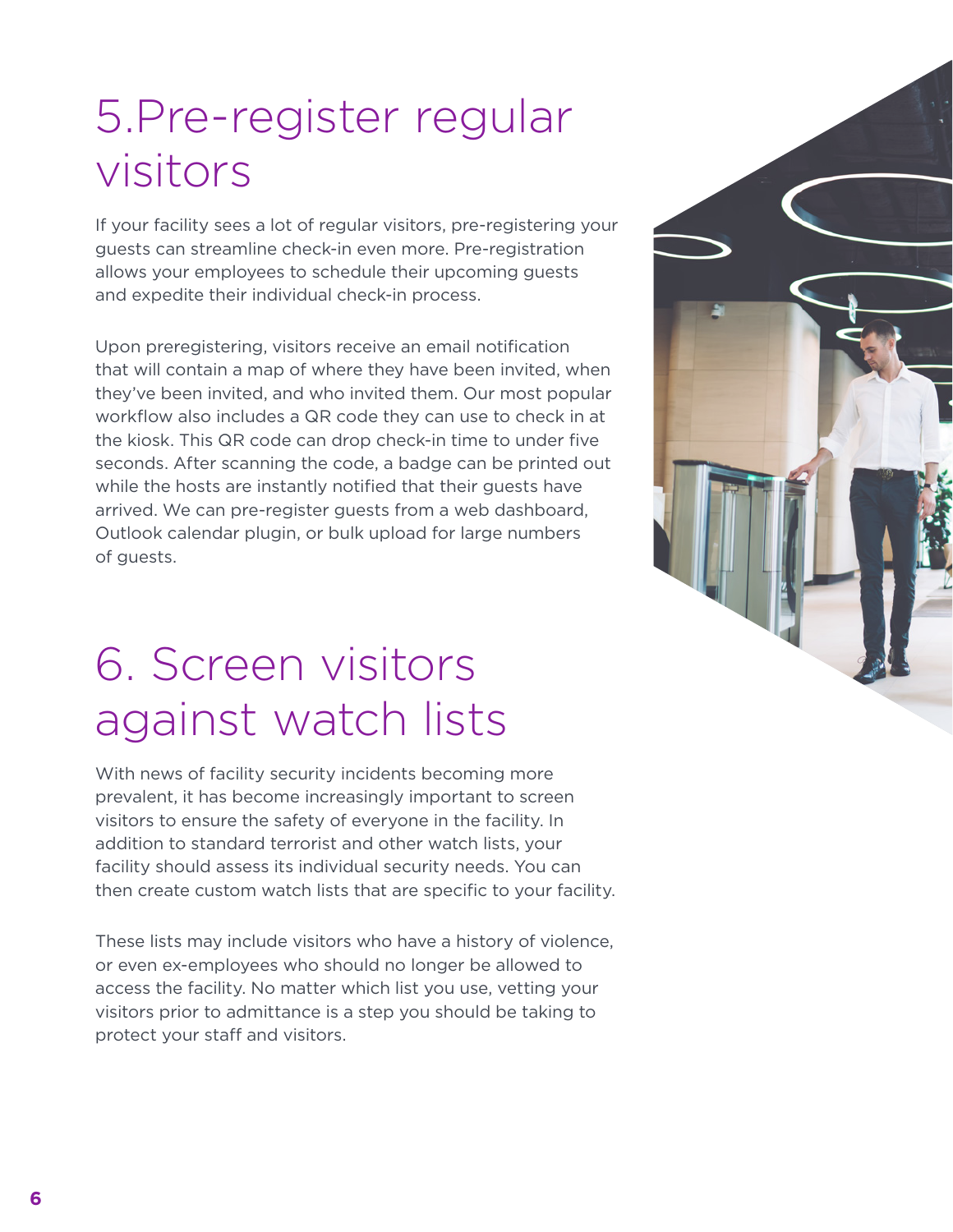# 5.Pre-register regular visitors

If your facility sees a lot of regular visitors, pre-registering your guests can streamline check-in even more. Pre-registration allows your employees to schedule their upcoming guests and expedite their individual check-in process.

Upon preregistering, visitors receive an email notification that will contain a map of where they have been invited, when they've been invited, and who invited them. Our most popular workflow also includes a QR code they can use to check in at the kiosk. This QR code can drop check-in time to under five seconds. After scanning the code, a badge can be printed out while the hosts are instantly notified that their guests have arrived. We can pre-register guests from a web dashboard, Outlook calendar plugin, or bulk upload for large numbers of guests.

# 6. Screen visitors against watch lists

With news of facility security incidents becoming more prevalent, it has become increasingly important to screen visitors to ensure the safety of everyone in the facility. In addition to standard terrorist and other watch lists, your facility should assess its individual security needs. You can then create custom watch lists that are specific to your facility.

These lists may include visitors who have a history of violence, or even ex-employees who should no longer be allowed to access the facility. No matter which list you use, vetting your visitors prior to admittance is a step you should be taking to protect your staff and visitors.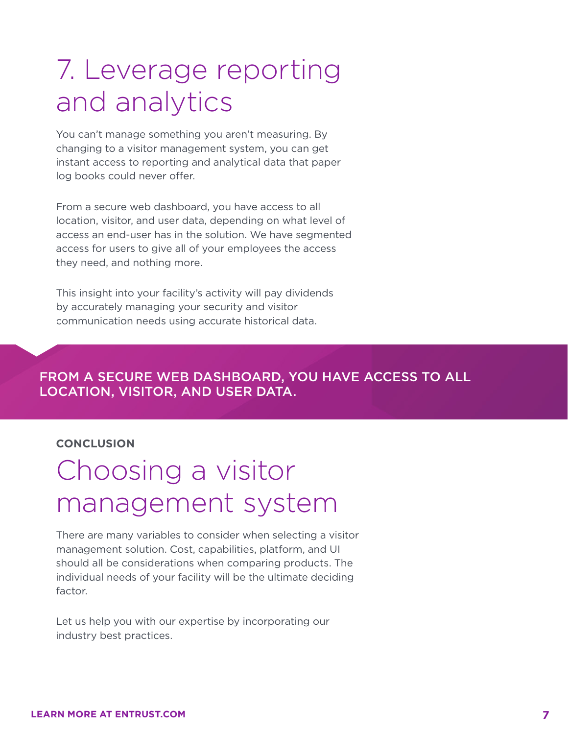# 7. Leverage reporting and analytics

You can't manage something you aren't measuring. By changing to a visitor management system, you can get instant access to reporting and analytical data that paper log books could never offer.

From a secure web dashboard, you have access to all location, visitor, and user data, depending on what level of access an end-user has in the solution. We have segmented access for users to give all of your employees the access they need, and nothing more.

This insight into your facility's activity will pay dividends by accurately managing your security and visitor communication needs using accurate historical data.

**FROM A SECURE WEB DASHBOARD, YOU HAVE ACCESS TO ALL LOCATION, VISITOR, AND USER DATA.**

**CONCLUSION**

# Choosing a visitor management system

There are many variables to consider when selecting a visitor management solution. Cost, capabilities, platform, and UI should all be considerations when comparing products. The individual needs of your facility will be the ultimate deciding factor.

Let us help you with our expertise by incorporating our industry best practices.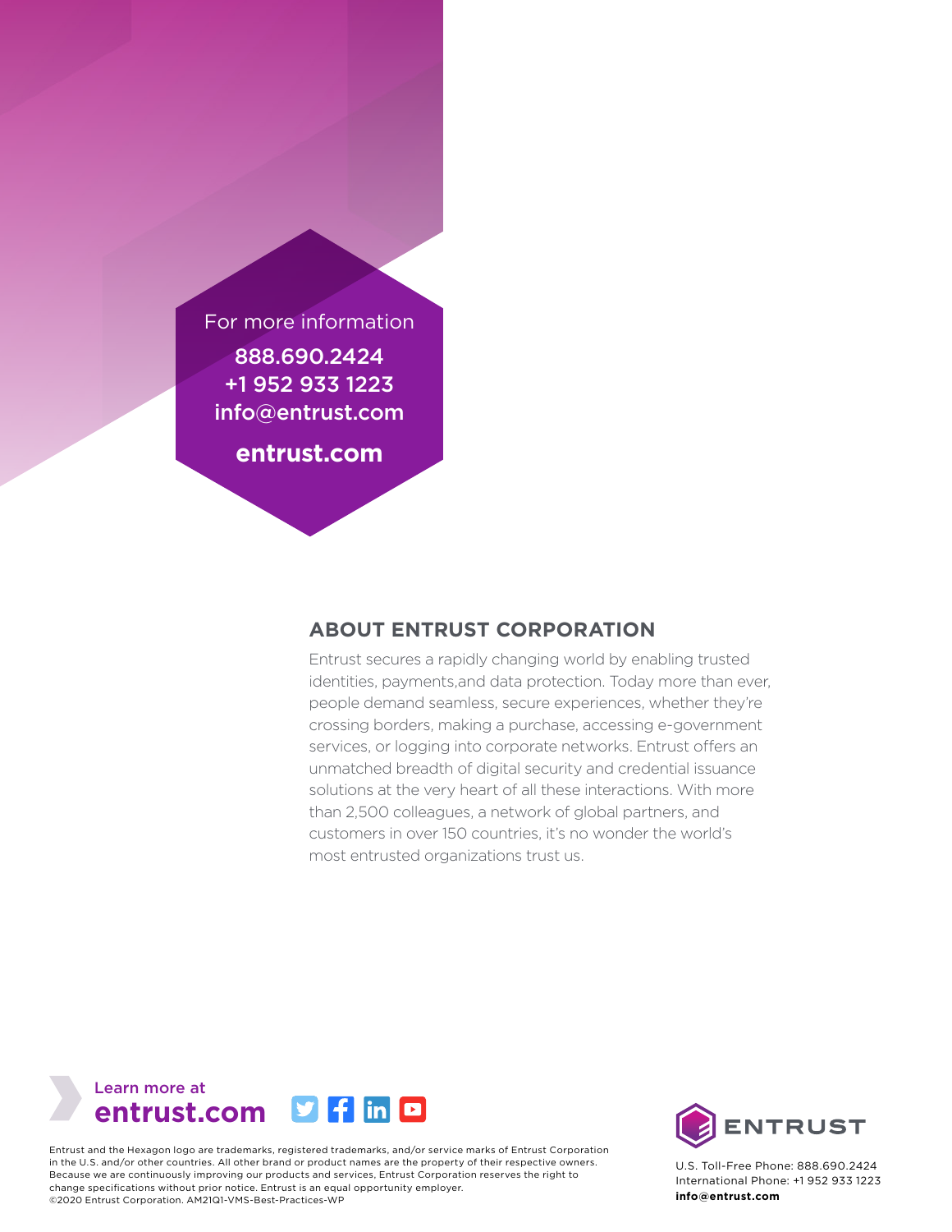For more information

888.690.2424
+1 952 933 1223
info@entrust.com

**entrust.com**

## ABOUT ENTRUST CORPORATION

Entrust secures a rapidly changing world by enabling trusted identities, payments,and data protection. Today more than ever, people demand seamless, secure experiences, whether they're crossing borders, making a purchase, accessing e-government services, or logging into corporate networks. Entrust offers an unmatched breadth of digital security and credential issuance solutions at the very heart of all these interactions. With more than 2,500 colleagues, a network of global partners, and customers in over 150 countries, it's no wonder the world's most entrusted organizations trust us.

Learn more at
**entrust.com**

Entrust and the Hexagon logo are trademarks, registered trademarks, and/or service marks of Entrust Corporation in the U.S. and/or other countries. All other brand or product names are the property of their respective owners. Because we are continuously improving our products and services, Entrust Corporation reserves the right to change specifications without prior notice. Entrust is an equal opportunity employer.
©2020 Entrust Corporation. AM21Q1-VMS-Best-Practices-WP

ENTRUST

U.S. Toll-Free Phone: 888.690.2424
International Phone: +1 952 933 1223
**info@entrust.com**